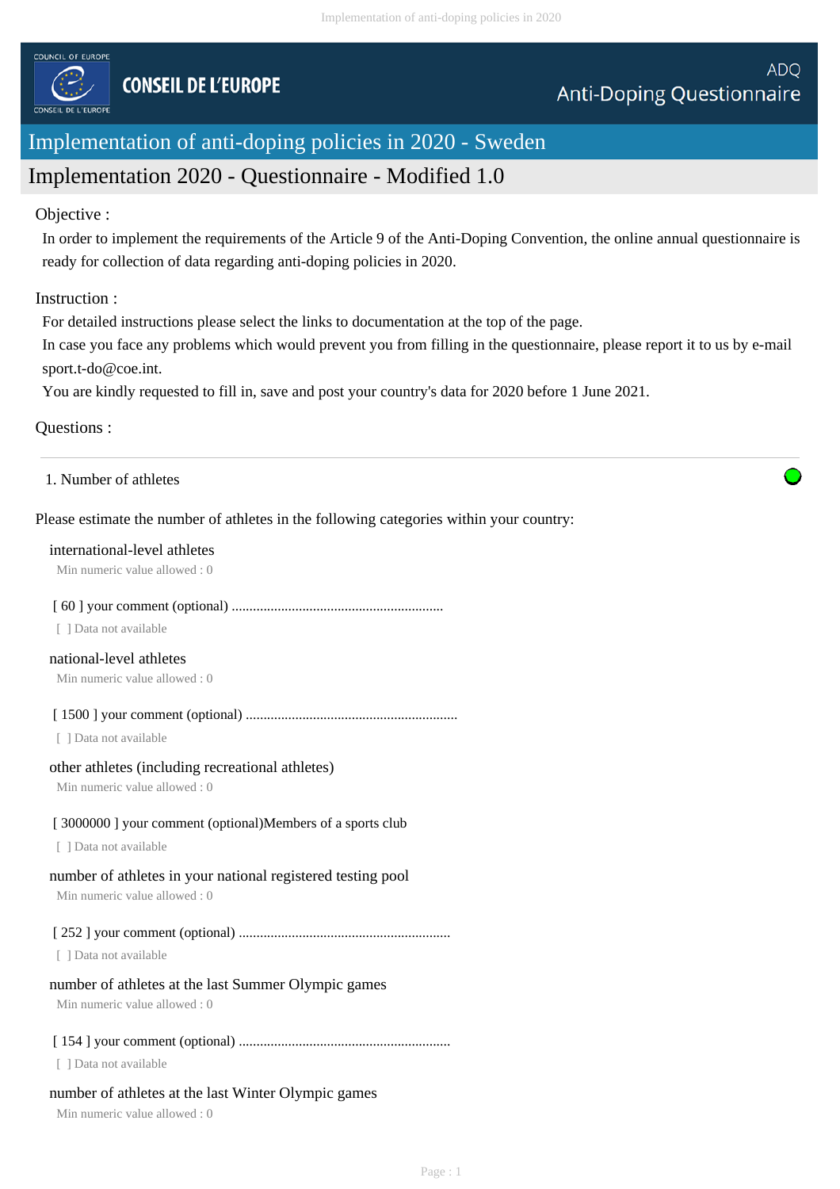CONSEIL DE L'EUROPE

ADQ
Anti-Doping Questionnaire

# Implementation of anti-doping policies in 2020 - Sweden

## Implementation 2020 - Questionnaire - Modified 1.0

Objective :

In order to implement the requirements of the Article 9 of the Anti-Doping Convention, the online annual questionnaire is ready for collection of data regarding anti-doping policies in 2020.

Instruction :

For detailed instructions please select the links to documentation at the top of the page.
In case you face any problems which would prevent you from filling in the questionnaire, please report it to us by e-mail sport.t-do@coe.int.
You are kindly requested to fill in, save and post your country's data for 2020 before 1 June 2021.

Questions :

---

1. Number of athletes

Please estimate the number of athletes in the following categories within your country:

international-level athletes
Min numeric value allowed : 0

[ 60 ] your comment (optional) ............................................................
[ ] Data not available

national-level athletes
Min numeric value allowed : 0

[ 1500 ] your comment (optional) ............................................................
[ ] Data not available

other athletes (including recreational athletes)
Min numeric value allowed : 0

[ 3000000 ] your comment (optional)Members of a sports club
[ ] Data not available

number of athletes in your national registered testing pool
Min numeric value allowed : 0

[ 252 ] your comment (optional) ............................................................
[ ] Data not available

number of athletes at the last Summer Olympic games
Min numeric value allowed : 0

[ 154 ] your comment (optional) ............................................................
[ ] Data not available

number of athletes at the last Winter Olympic games
Min numeric value allowed : 0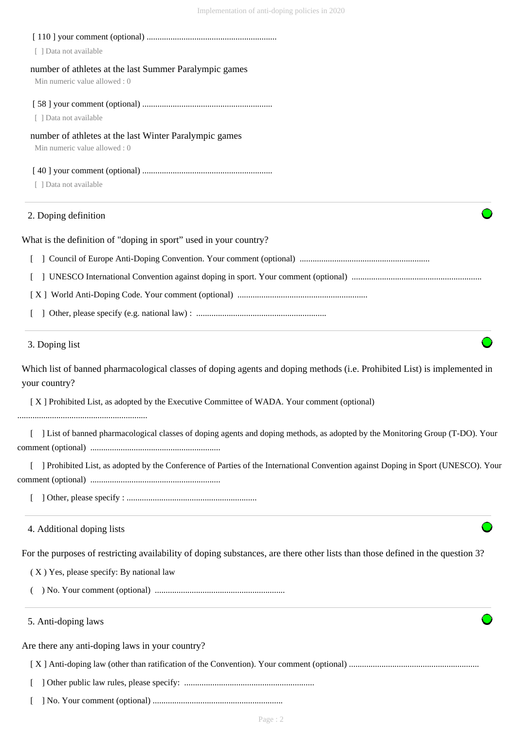[ 110 ] your comment (optional) ............................................................

[ ] Data not available

number of athletes at the last Summer Paralympic games

Min numeric value allowed : 0

[ 58 ] your comment (optional) ............................................................

[ ] Data not available

number of athletes at the last Winter Paralympic games

Min numeric value allowed : 0

[ 40 ] your comment (optional) ............................................................

[ ] Data not available

## 2. Doping definition

What is the definition of "doping in sport" used in your country?

[ ] Council of Europe Anti-Doping Convention. Your comment (optional) ............................................................

[ ] UNESCO International Convention against doping in sport. Your comment (optional) ............................................................

[ X ] World Anti-Doping Code. Your comment (optional) ............................................................

[ ] Other, please specify (e.g. national law) : ............................................................

## 3. Doping list

Which list of banned pharmacological classes of doping agents and doping methods (i.e. Prohibited List) is implemented in your country?

[ X ] Prohibited List, as adopted by the Executive Committee of WADA. Your comment (optional) ............................................................

[ ] List of banned pharmacological classes of doping agents and doping methods, as adopted by the Monitoring Group (T-DO). Your comment (optional) ............................................................

[ ] Prohibited List, as adopted by the Conference of Parties of the International Convention against Doping in Sport (UNESCO). Your comment (optional) ............................................................

[ ] Other, please specify : ............................................................

## 4. Additional doping lists

For the purposes of restricting availability of doping substances, are there other lists than those defined in the question 3?

( X ) Yes, please specify: By national law

( ) No. Your comment (optional) ............................................................

## 5. Anti-doping laws

Are there any anti-doping laws in your country?

[ X ] Anti-doping law (other than ratification of the Convention). Your comment (optional) ............................................................

[ ] Other public law rules, please specify: ............................................................

[ ] No. Your comment (optional) ............................................................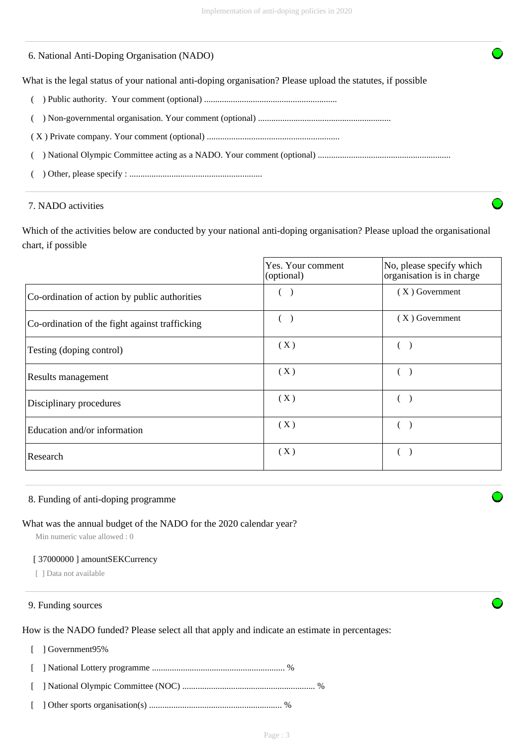## 6. National Anti-Doping Organisation (NADO)

What is the legal status of your national anti-doping organisation? Please upload the statutes, if possible

( ) Public authority. Your comment (optional) ............................................................

( ) Non-governmental organisation. Your comment (optional) ............................................................

( X ) Private company. Your comment (optional) ............................................................

( ) National Olympic Committee acting as a NADO. Your comment (optional) ............................................................

( ) Other, please specify : ............................................................

## 7. NADO activities

Which of the activities below are conducted by your national anti-doping organisation? Please upload the organisational chart, if possible

| | Yes. Your comment (optional) | No, please specify which organisation is in charge |
|---|---|---|
| Co-ordination of action by public authorities | ( ) | ( X ) Government |
| Co-ordination of the fight against trafficking | ( ) | ( X ) Government |
| Testing (doping control) | ( X ) | ( ) |
| Results management | ( X ) | ( ) |
| Disciplinary procedures | ( X ) | ( ) |
| Education and/or information | ( X ) | ( ) |
| Research | ( X ) | ( ) |

## 8. Funding of anti-doping programme

What was the annual budget of the NADO for the 2020 calendar year?

Min numeric value allowed : 0

[ 37000000 ] amountSEKCurrency

[ ] Data not available

## 9. Funding sources

How is the NADO funded? Please select all that apply and indicate an estimate in percentages:

[ ] Government95%

[ ] National Lottery programme ............................................................ %

[ ] National Olympic Committee (NOC) ............................................................ %

[ ] Other sports organisation(s) ............................................................ %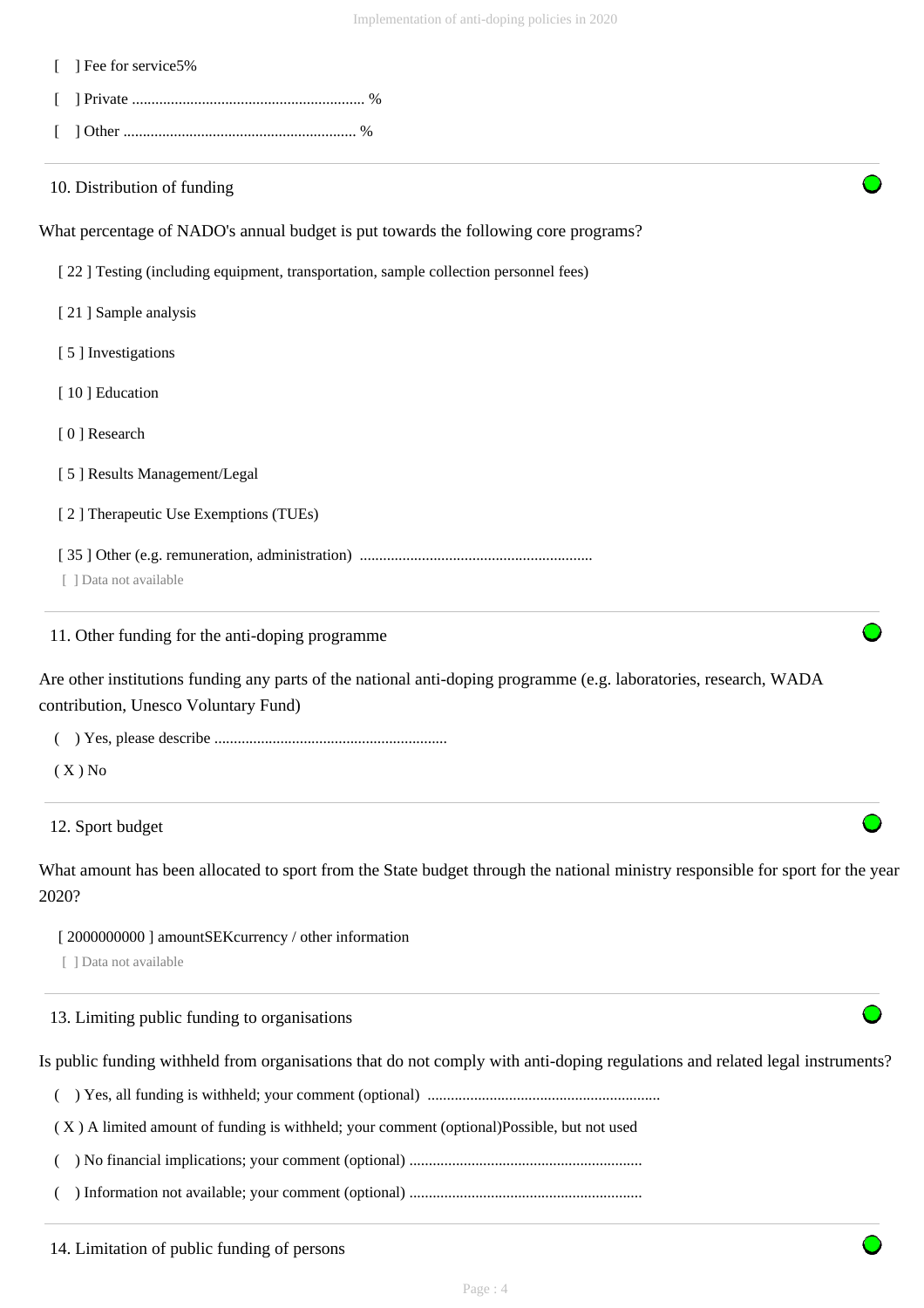[ ] Fee for service5%

[ ] Private ............................................................ %

[ ] Other ............................................................ %

## 10. Distribution of funding

What percentage of NADO's annual budget is put towards the following core programs?

[ 22 ] Testing (including equipment, transportation, sample collection personnel fees)

[ 21 ] Sample analysis

[ 5 ] Investigations

[ 10 ] Education

[ 0 ] Research

[ 5 ] Results Management/Legal

[ 2 ] Therapeutic Use Exemptions (TUEs)

[ 35 ] Other (e.g. remuneration, administration) ............................................................

[ ] Data not available

## 11. Other funding for the anti-doping programme

Are other institutions funding any parts of the national anti-doping programme (e.g. laboratories, research, WADA contribution, Unesco Voluntary Fund)

( ) Yes, please describe ............................................................

( X ) No

## 12. Sport budget

What amount has been allocated to sport from the State budget through the national ministry responsible for sport for the year 2020?

[ 2000000000 ] amountSEKcurrency / other information

[ ] Data not available

## 13. Limiting public funding to organisations

Is public funding withheld from organisations that do not comply with anti-doping regulations and related legal instruments?

( ) Yes, all funding is withheld; your comment (optional) ............................................................

( X ) A limited amount of funding is withheld; your comment (optional)Possible, but not used

( ) No financial implications; your comment (optional) ............................................................

( ) Information not available; your comment (optional) ............................................................

## 14. Limitation of public funding of persons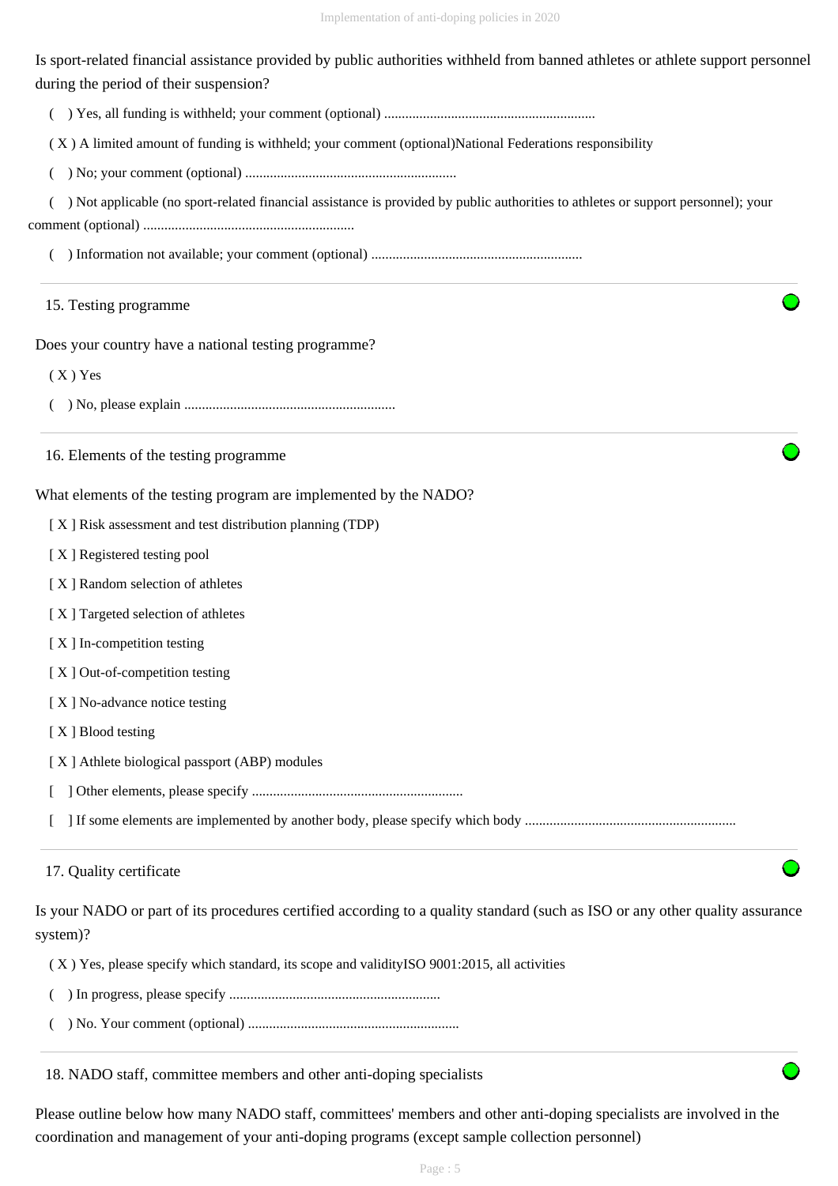Is sport-related financial assistance provided by public authorities withheld from banned athletes or athlete support personnel during the period of their suspension?

( ) Yes, all funding is withheld; your comment (optional) ............................................................

( X ) A limited amount of funding is withheld; your comment (optional)National Federations responsibility

( ) No; your comment (optional) ............................................................

( ) Not applicable (no sport-related financial assistance is provided by public authorities to athletes or support personnel); your comment (optional) ............................................................

( ) Information not available; your comment (optional) ............................................................

## 15. Testing programme

Does your country have a national testing programme?

( X ) Yes

( ) No, please explain ............................................................

## 16. Elements of the testing programme

What elements of the testing program are implemented by the NADO?

[ X ] Risk assessment and test distribution planning (TDP)

[ X ] Registered testing pool

[ X ] Random selection of athletes

[ X ] Targeted selection of athletes

[ X ] In-competition testing

[ X ] Out-of-competition testing

[ X ] No-advance notice testing

[ X ] Blood testing

[ X ] Athlete biological passport (ABP) modules

[ ] Other elements, please specify ............................................................

[ ] If some elements are implemented by another body, please specify which body ............................................................

## 17. Quality certificate

Is your NADO or part of its procedures certified according to a quality standard (such as ISO or any other quality assurance system)?

( X ) Yes, please specify which standard, its scope and validityISO 9001:2015, all activities

( ) In progress, please specify ............................................................

( ) No. Your comment (optional) ............................................................

## 18. NADO staff, committee members and other anti-doping specialists

Please outline below how many NADO staff, committees' members and other anti-doping specialists are involved in the coordination and management of your anti-doping programs (except sample collection personnel)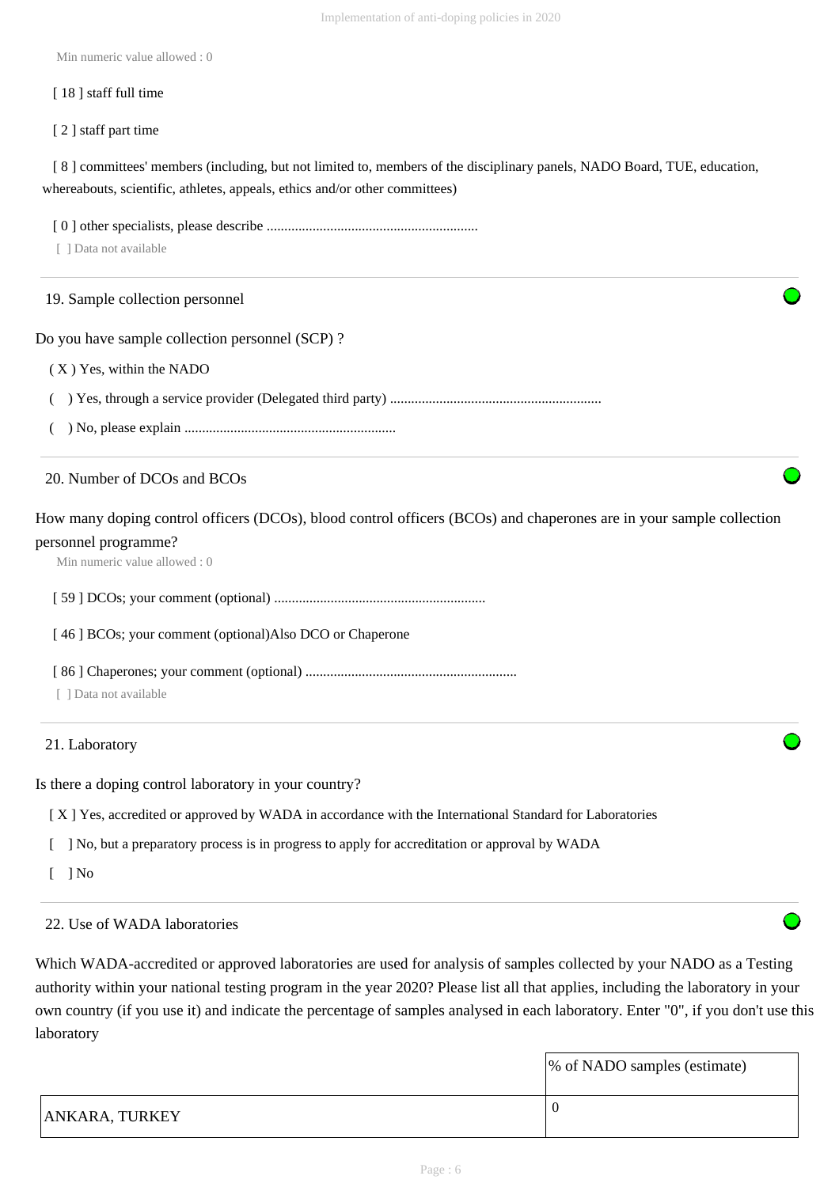Min numeric value allowed : 0

[ 18 ] staff full time

[ 2 ] staff part time

[ 8 ] committees' members (including, but not limited to, members of the disciplinary panels, NADO Board, TUE, education, whereabouts, scientific, athletes, appeals, ethics and/or other committees)

[ 0 ] other specialists, please describe ............................................................

[ ] Data not available

## 19. Sample collection personnel

Do you have sample collection personnel (SCP) ?

( X ) Yes, within the NADO

(   ) Yes, through a service provider (Delegated third party) ............................................................

(   ) No, please explain ............................................................

## 20. Number of DCOs and BCOs

How many doping control officers (DCOs), blood control officers (BCOs) and chaperones are in your sample collection personnel programme?

Min numeric value allowed : 0

[ 59 ] DCOs; your comment (optional) ............................................................

[ 46 ] BCOs; your comment (optional)Also DCO or Chaperone

[ 86 ] Chaperones; your comment (optional) ............................................................

[ ] Data not available

## 21. Laboratory

Is there a doping control laboratory in your country?

[ X ] Yes, accredited or approved by WADA in accordance with the International Standard for Laboratories

[   ] No, but a preparatory process is in progress to apply for accreditation or approval by WADA

[   ] No

## 22. Use of WADA laboratories

Which WADA-accredited or approved laboratories are used for analysis of samples collected by your NADO as a Testing authority within your national testing program in the year 2020? Please list all that applies, including the laboratory in your own country (if you use it) and indicate the percentage of samples analysed in each laboratory. Enter "0", if you don't use this laboratory

| | % of NADO samples (estimate) |
|---|---|
| ANKARA, TURKEY | 0 |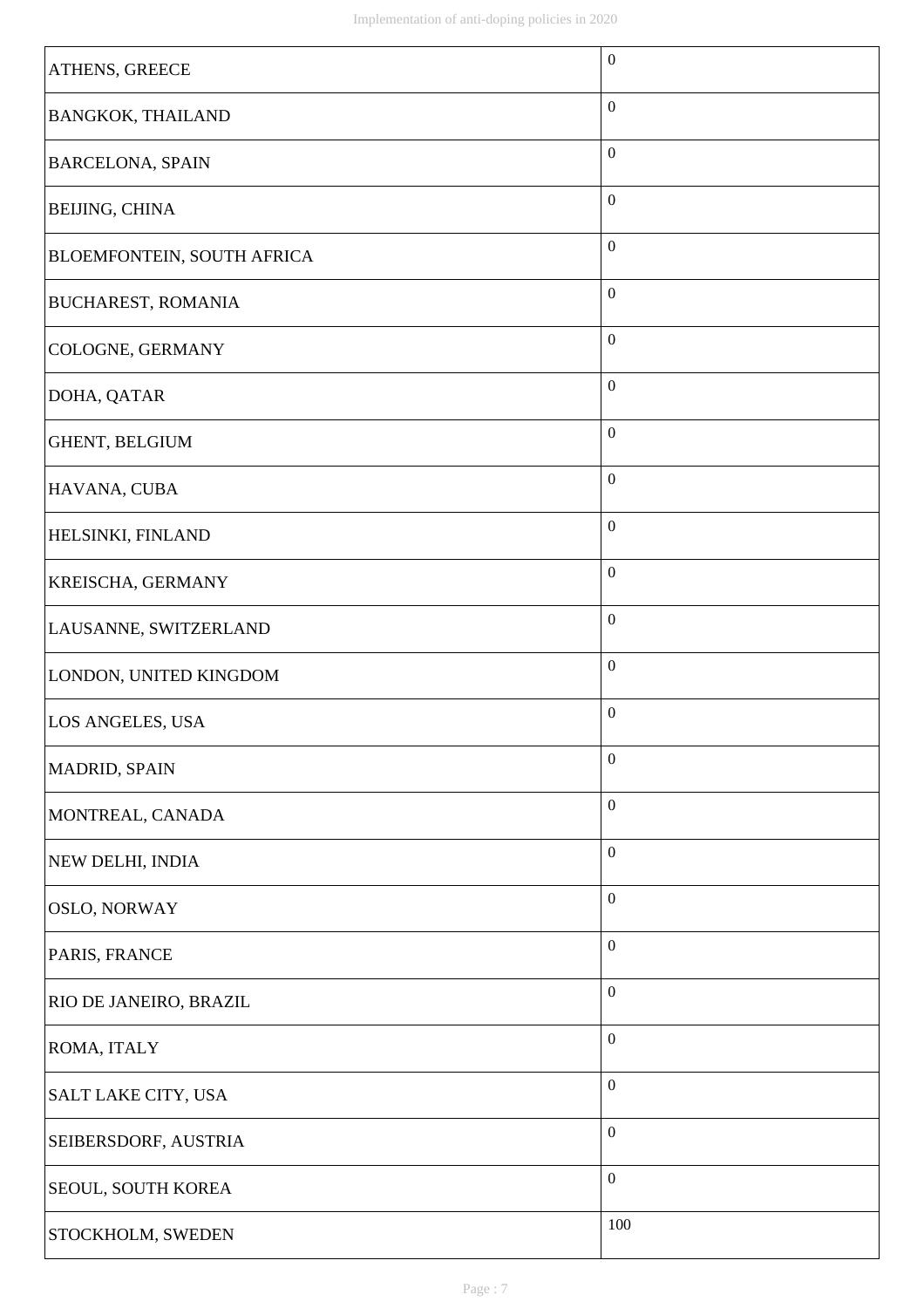| | |
|---|---|
| ATHENS, GREECE | 0 |
| BANGKOK, THAILAND | 0 |
| BARCELONA, SPAIN | 0 |
| BEIJING, CHINA | 0 |
| BLOEMFONTEIN, SOUTH AFRICA | 0 |
| BUCHAREST, ROMANIA | 0 |
| COLOGNE, GERMANY | 0 |
| DOHA, QATAR | 0 |
| GHENT, BELGIUM | 0 |
| HAVANA, CUBA | 0 |
| HELSINKI, FINLAND | 0 |
| KREISCHA, GERMANY | 0 |
| LAUSANNE, SWITZERLAND | 0 |
| LONDON, UNITED KINGDOM | 0 |
| LOS ANGELES, USA | 0 |
| MADRID, SPAIN | 0 |
| MONTREAL, CANADA | 0 |
| NEW DELHI, INDIA | 0 |
| OSLO, NORWAY | 0 |
| PARIS, FRANCE | 0 |
| RIO DE JANEIRO, BRAZIL | 0 |
| ROMA, ITALY | 0 |
| SALT LAKE CITY, USA | 0 |
| SEIBERSDORF, AUSTRIA | 0 |
| SEOUL, SOUTH KOREA | 0 |
| STOCKHOLM, SWEDEN | 100 |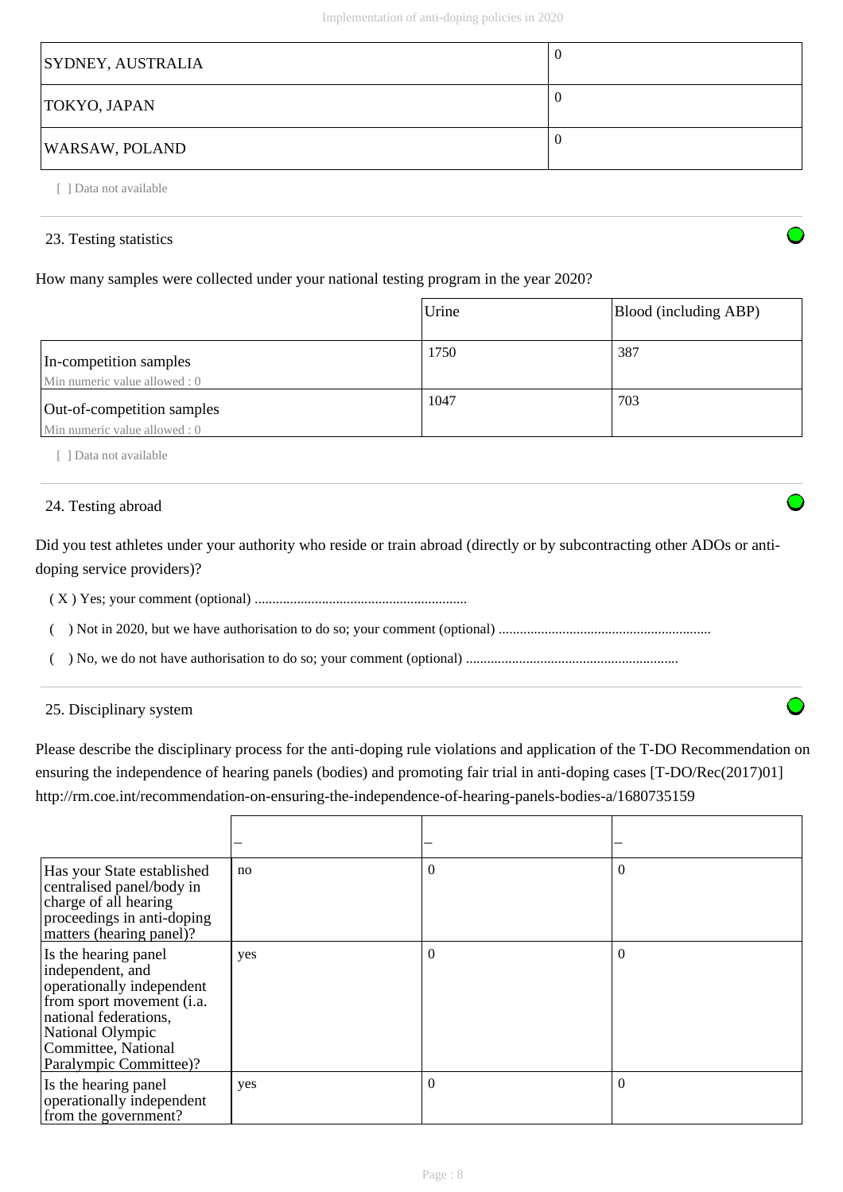| SYDNEY, AUSTRALIA | 0 |
| --- | --- |
| TOKYO, JAPAN | 0 |
| WARSAW, POLAND | 0 |

[ ] Data not available

## 23. Testing statistics

How many samples were collected under your national testing program in the year 2020?

| | Urine | Blood (including ABP) |
| --- | --- | --- |
| In-competition samples<br>Min numeric value allowed : 0 | 1750 | 387 |
| Out-of-competition samples<br>Min numeric value allowed : 0 | 1047 | 703 |

[ ] Data not available

## 24. Testing abroad

Did you test athletes under your authority who reside or train abroad (directly or by subcontracting other ADOs or anti-doping service providers)?

( X ) Yes; your comment (optional) ...........................................................

(   ) Not in 2020, but we have authorisation to do so; your comment (optional) ...........................................................

(   ) No, we do not have authorisation to do so; your comment (optional) ...........................................................

## 25. Disciplinary system

Please describe the disciplinary process for the anti-doping rule violations and application of the T-DO Recommendation on ensuring the independence of hearing panels (bodies) and promoting fair trial in anti-doping cases [T-DO/Rec(2017)01] http://rm.coe.int/recommendation-on-ensuring-the-independence-of-hearing-panels-bodies-a/1680735159

| | – | – | – |
| --- | --- | --- | --- |
| Has your State established centralised panel/body in charge of all hearing proceedings in anti-doping matters (hearing panel)? | no | 0 | 0 |
| Is the hearing panel independent, and operationally independent from sport movement (i.a. national federations, National Olympic Committee, National Paralympic Committee)? | yes | 0 | 0 |
| Is the hearing panel operationally independent from the government? | yes | 0 | 0 |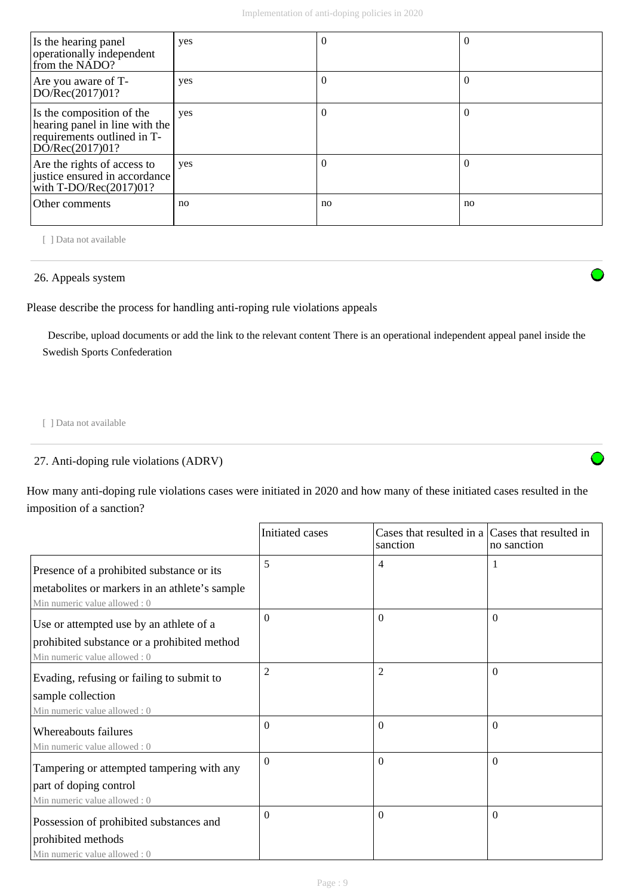| Is the hearing panel operationally independent from the NADO? | yes | 0 | 0 |
|---|---|---|---|
| Are you aware of T-DO/Rec(2017)01? | yes | 0 | 0 |
| Is the composition of the hearing panel in line with the requirements outlined in T-DO/Rec(2017)01? | yes | 0 | 0 |
| Are the rights of access to justice ensured in accordance with T-DO/Rec(2017)01? | yes | 0 | 0 |
| Other comments | no | no | no |

[ ] Data not available

## 26. Appeals system

Please describe the process for handling anti-roping rule violations appeals

Describe, upload documents or add the link to the relevant content There is an operational independent appeal panel inside the Swedish Sports Confederation

[ ] Data not available

## 27. Anti-doping rule violations (ADRV)

How many anti-doping rule violations cases were initiated in 2020 and how many of these initiated cases resulted in the imposition of a sanction?

| | Initiated cases | Cases that resulted in a sanction | Cases that resulted in no sanction |
|---|---|---|---|
| Presence of a prohibited substance or its metabolites or markers in an athlete's sample<br>Min numeric value allowed : 0 | 5 | 4 | 1 |
| Use or attempted use by an athlete of a prohibited substance or a prohibited method<br>Min numeric value allowed : 0 | 0 | 0 | 0 |
| Evading, refusing or failing to submit to sample collection<br>Min numeric value allowed : 0 | 2 | 2 | 0 |
| Whereabouts failures<br>Min numeric value allowed : 0 | 0 | 0 | 0 |
| Tampering or attempted tampering with any part of doping control<br>Min numeric value allowed : 0 | 0 | 0 | 0 |
| Possession of prohibited substances and prohibited methods<br>Min numeric value allowed : 0 | 0 | 0 | 0 |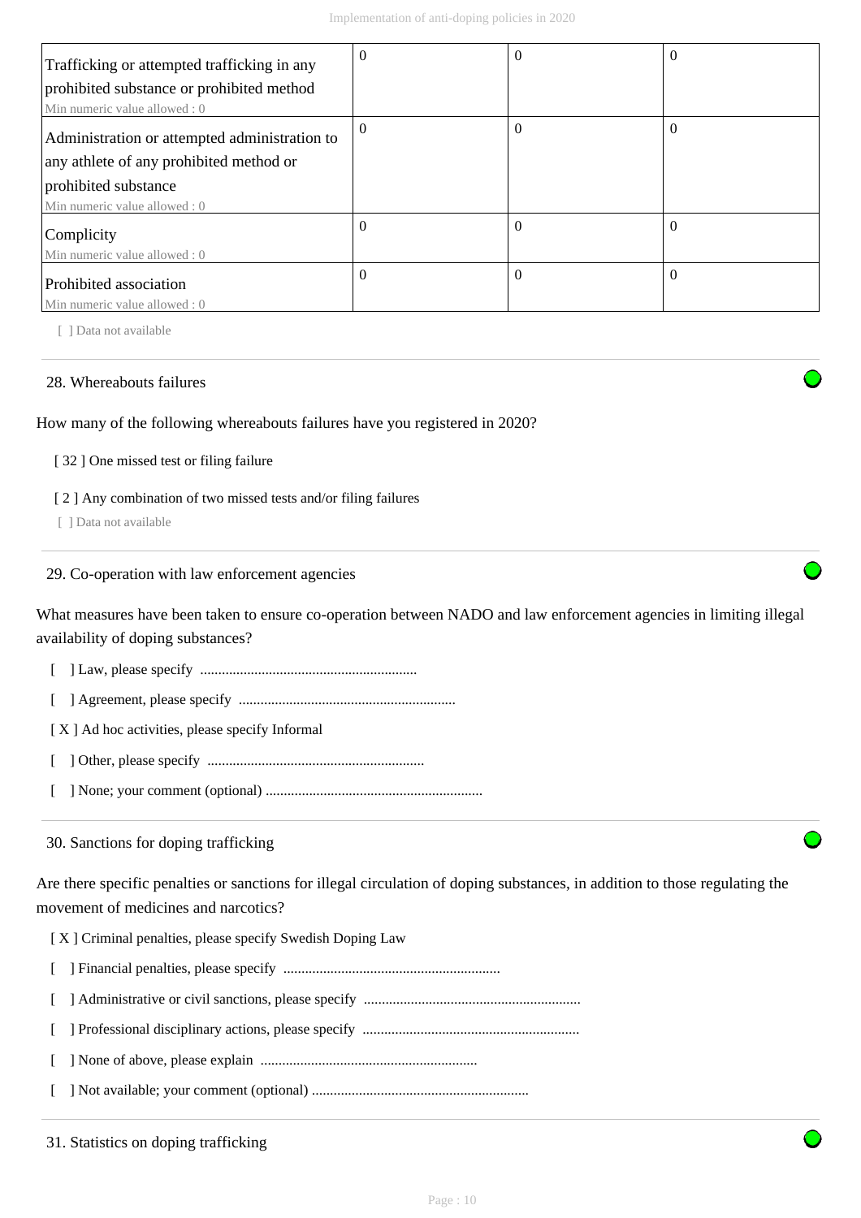| | | | |
|---|---|---|---|
| Trafficking or attempted trafficking in any prohibited substance or prohibited method<br>Min numeric value allowed : 0 | 0 | 0 | 0 |
| Administration or attempted administration to any athlete of any prohibited method or prohibited substance<br>Min numeric value allowed : 0 | 0 | 0 | 0 |
| Complicity<br>Min numeric value allowed : 0 | 0 | 0 | 0 |
| Prohibited association<br>Min numeric value allowed : 0 | 0 | 0 | 0 |

[ ] Data not available

28. Whereabouts failures

How many of the following whereabouts failures have you registered in 2020?

[ 32 ] One missed test or filing failure

[ 2 ] Any combination of two missed tests and/or filing failures

[ ] Data not available

29. Co-operation with law enforcement agencies

What measures have been taken to ensure co-operation between NADO and law enforcement agencies in limiting illegal availability of doping substances?

[ ] Law, please specify ...........................................................

[ ] Agreement, please specify ...........................................................

[ X ] Ad hoc activities, please specify Informal

[ ] Other, please specify ...........................................................

[ ] None; your comment (optional) ...........................................................

30. Sanctions for doping trafficking

Are there specific penalties or sanctions for illegal circulation of doping substances, in addition to those regulating the movement of medicines and narcotics?

[ X ] Criminal penalties, please specify Swedish Doping Law

[ ] Financial penalties, please specify ...........................................................

[ ] Administrative or civil sanctions, please specify ...........................................................

[ ] Professional disciplinary actions, please specify ...........................................................

[ ] None of above, please explain ...........................................................

[ ] Not available; your comment (optional) ...........................................................

31. Statistics on doping trafficking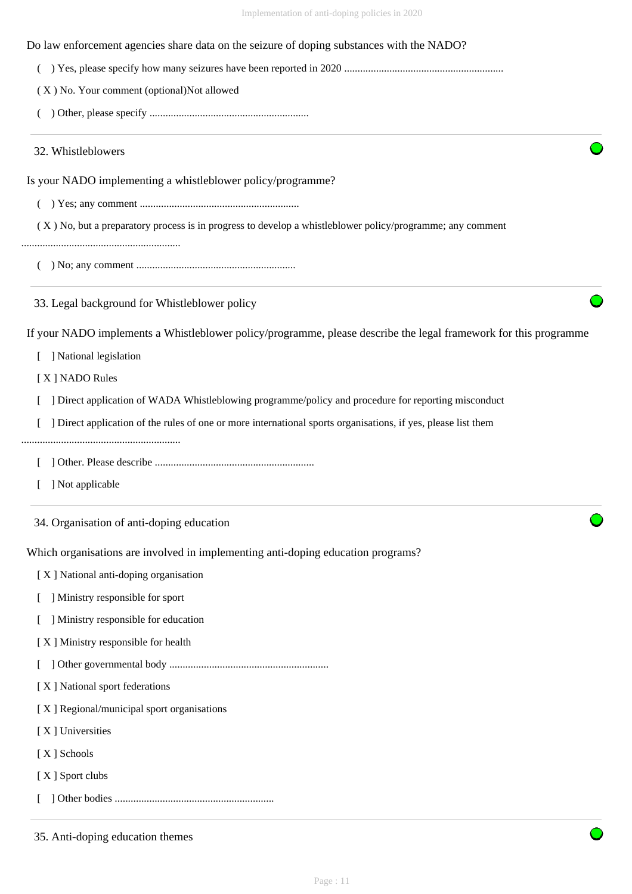Do law enforcement agencies share data on the seizure of doping substances with the NADO?

( ) Yes, please specify how many seizures have been reported in 2020 ............................................................

( X ) No. Your comment (optional)Not allowed

( ) Other, please specify ............................................................

### 32. Whistleblowers

Is your NADO implementing a whistleblower policy/programme?

( ) Yes; any comment ............................................................

( X ) No, but a preparatory process is in progress to develop a whistleblower policy/programme; any comment ............................................................

( ) No; any comment ............................................................

### 33. Legal background for Whistleblower policy

If your NADO implements a Whistleblower policy/programme, please describe the legal framework for this programme

[ ] National legislation

[ X ] NADO Rules

[ ] Direct application of WADA Whistleblowing programme/policy and procedure for reporting misconduct

[ ] Direct application of the rules of one or more international sports organisations, if yes, please list them ............................................................

[ ] Other. Please describe ............................................................

[ ] Not applicable

### 34. Organisation of anti-doping education

Which organisations are involved in implementing anti-doping education programs?

[ X ] National anti-doping organisation

[ ] Ministry responsible for sport

[ ] Ministry responsible for education

[ X ] Ministry responsible for health

[ ] Other governmental body ............................................................

[ X ] National sport federations

[ X ] Regional/municipal sport organisations

[ X ] Universities

[ X ] Schools

[ X ] Sport clubs

[ ] Other bodies ............................................................

### 35. Anti-doping education themes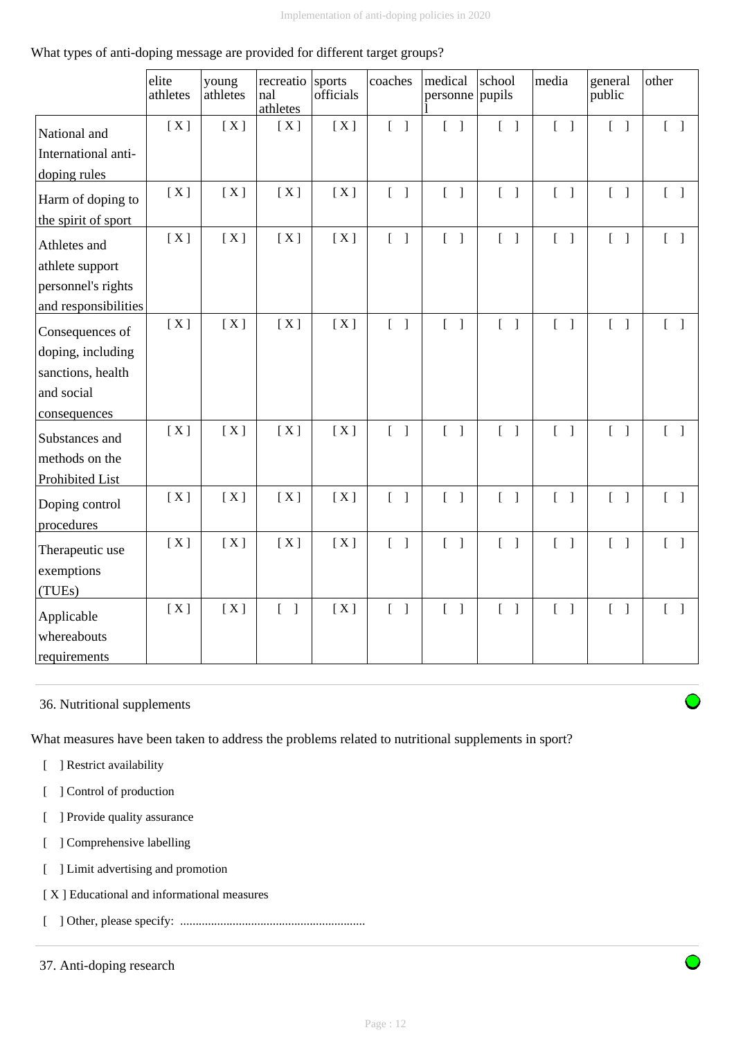What types of anti-doping message are provided for different target groups?

| | elite athletes | young athletes | recreational athletes | sports officials | coaches | medical personnel | school pupils | media | general public | other |
|---|---|---|---|---|---|---|---|---|---|---|
| National and International anti-doping rules | [ X ] | [ X ] | [ X ] | [ X ] | [ ] | [ ] | [ ] | [ ] | [ ] | [ ] |
| Harm of doping to the spirit of sport | [ X ] | [ X ] | [ X ] | [ X ] | [ ] | [ ] | [ ] | [ ] | [ ] | [ ] |
| Athletes and athlete support personnel's rights and responsibilities | [ X ] | [ X ] | [ X ] | [ X ] | [ ] | [ ] | [ ] | [ ] | [ ] | [ ] |
| Consequences of doping, including sanctions, health and social consequences | [ X ] | [ X ] | [ X ] | [ X ] | [ ] | [ ] | [ ] | [ ] | [ ] | [ ] |
| Substances and methods on the Prohibited List | [ X ] | [ X ] | [ X ] | [ X ] | [ ] | [ ] | [ ] | [ ] | [ ] | [ ] |
| Doping control procedures | [ X ] | [ X ] | [ X ] | [ X ] | [ ] | [ ] | [ ] | [ ] | [ ] | [ ] |
| Therapeutic use exemptions (TUEs) | [ X ] | [ X ] | [ X ] | [ X ] | [ ] | [ ] | [ ] | [ ] | [ ] | [ ] |
| Applicable whereabouts requirements | [ X ] | [ X ] | [ ] | [ X ] | [ ] | [ ] | [ ] | [ ] | [ ] | [ ] |

36. Nutritional supplements

What measures have been taken to address the problems related to nutritional supplements in sport?

[ ] Restrict availability

[ ] Control of production

[ ] Provide quality assurance

[ ] Comprehensive labelling

[ ] Limit advertising and promotion

[ X ] Educational and informational measures

[ ] Other, please specify: ...........................................................

37. Anti-doping research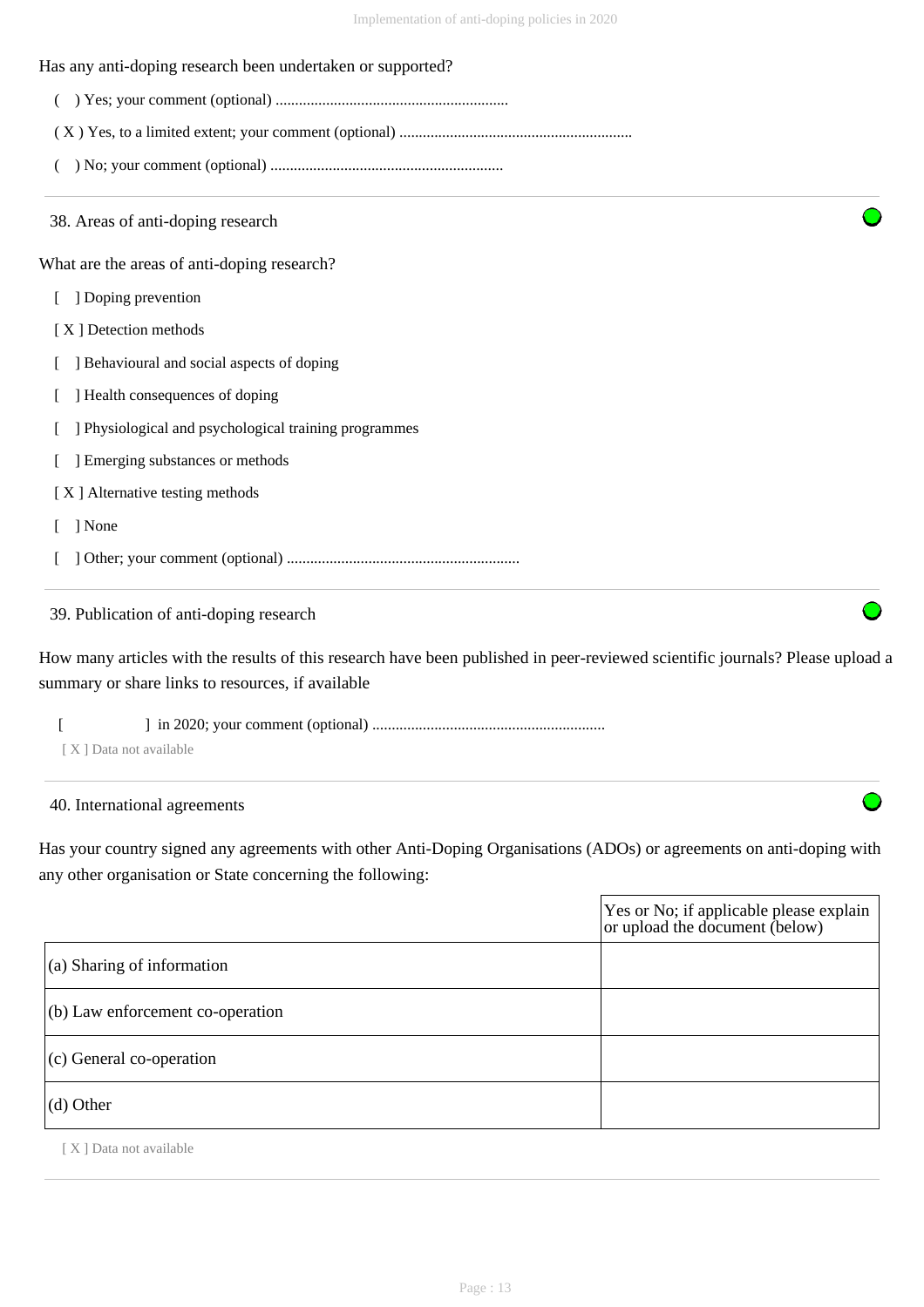Has any anti-doping research been undertaken or supported?

( ) Yes; your comment (optional) ...........................................................

( X ) Yes, to a limited extent; your comment (optional) ...........................................................

( ) No; your comment (optional) ...........................................................

## 38. Areas of anti-doping research

What are the areas of anti-doping research?

[ ] Doping prevention

[ X ] Detection methods

[ ] Behavioural and social aspects of doping

[ ] Health consequences of doping

[ ] Physiological and psychological training programmes

[ ] Emerging substances or methods

[ X ] Alternative testing methods

[ ] None

[ ] Other; your comment (optional) ...........................................................

## 39. Publication of anti-doping research

How many articles with the results of this research have been published in peer-reviewed scientific journals? Please upload a summary or share links to resources, if available

[ ] in 2020; your comment (optional) ...........................................................

[ X ] Data not available

## 40. International agreements

Has your country signed any agreements with other Anti-Doping Organisations (ADOs) or agreements on anti-doping with any other organisation or State concerning the following:

| | Yes or No; if applicable please explain or upload the document (below) |
|---|---|
| (a) Sharing of information | |
| (b) Law enforcement co-operation | |
| (c) General co-operation | |
| (d) Other | |

[ X ] Data not available